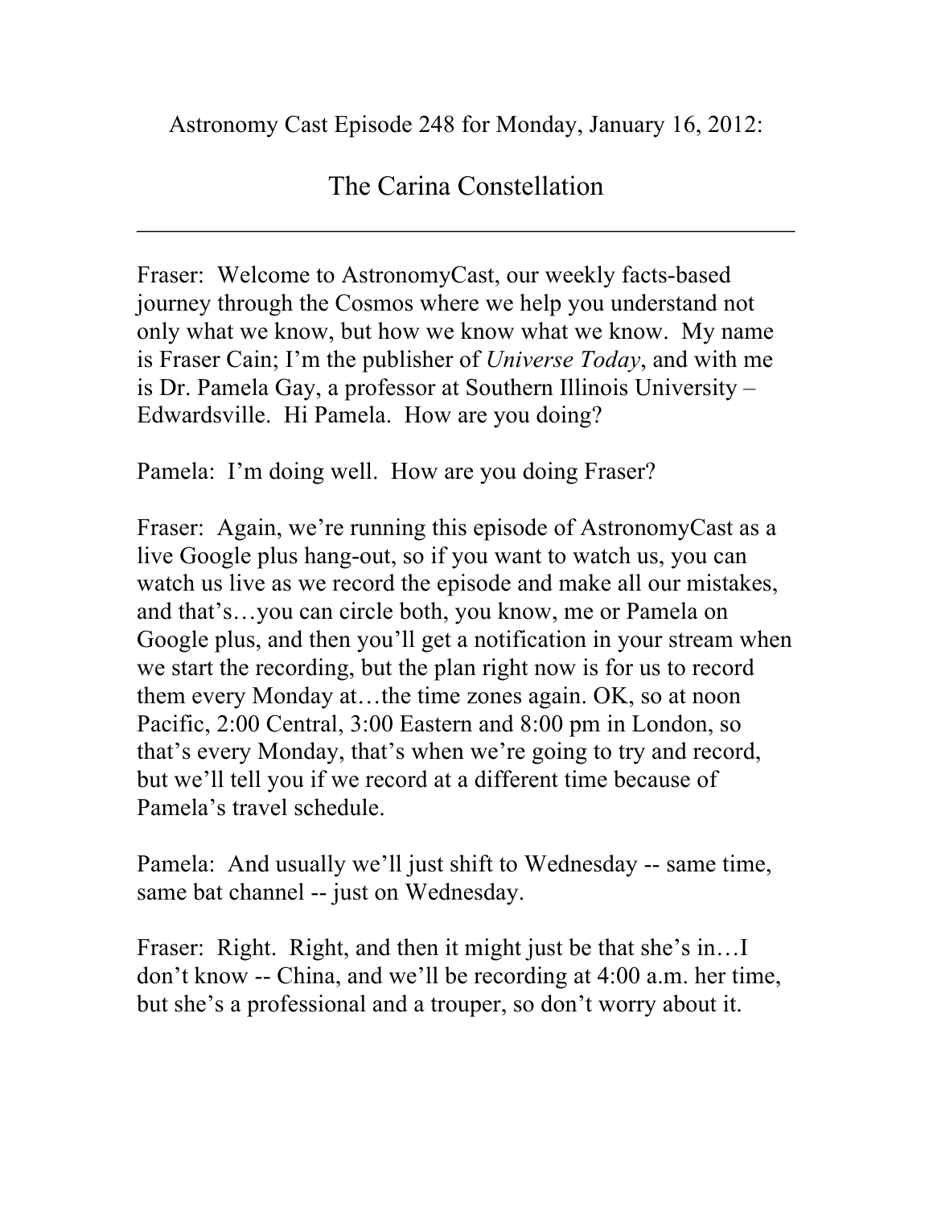Astronomy Cast Episode 248 for Monday, January 16, 2012:

# The Carina Constellation

---

Fraser: Welcome to AstronomyCast, our weekly facts-based journey through the Cosmos where we help you understand not only what we know, but how we know what we know. My name is Fraser Cain; I'm the publisher of *Universe Today*, and with me is Dr. Pamela Gay, a professor at Southern Illinois University – Edwardsville. Hi Pamela. How are you doing?

Pamela: I'm doing well. How are you doing Fraser?

Fraser: Again, we're running this episode of AstronomyCast as a live Google plus hang-out, so if you want to watch us, you can watch us live as we record the episode and make all our mistakes, and that's…you can circle both, you know, me or Pamela on Google plus, and then you'll get a notification in your stream when we start the recording, but the plan right now is for us to record them every Monday at…the time zones again. OK, so at noon Pacific, 2:00 Central, 3:00 Eastern and 8:00 pm in London, so that's every Monday, that's when we're going to try and record, but we'll tell you if we record at a different time because of Pamela's travel schedule.

Pamela: And usually we'll just shift to Wednesday -- same time, same bat channel -- just on Wednesday.

Fraser: Right. Right, and then it might just be that she's in…I don't know -- China, and we'll be recording at 4:00 a.m. her time, but she's a professional and a trouper, so don't worry about it.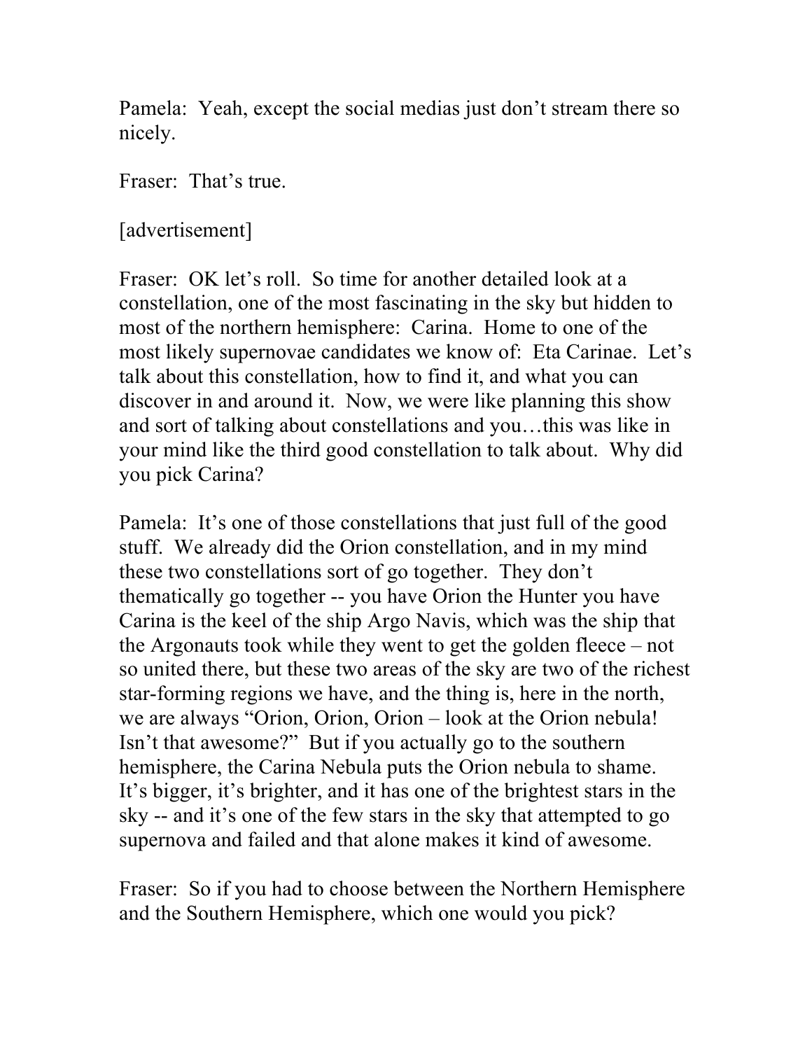Pamela: Yeah, except the social medias just don't stream there so nicely.

Fraser: That's true.

[advertisement]

Fraser: OK let's roll. So time for another detailed look at a constellation, one of the most fascinating in the sky but hidden to most of the northern hemisphere: Carina. Home to one of the most likely supernovae candidates we know of: Eta Carinae. Let's talk about this constellation, how to find it, and what you can discover in and around it. Now, we were like planning this show and sort of talking about constellations and you…this was like in your mind like the third good constellation to talk about. Why did you pick Carina?

Pamela: It's one of those constellations that just full of the good stuff. We already did the Orion constellation, and in my mind these two constellations sort of go together. They don't thematically go together -- you have Orion the Hunter you have Carina is the keel of the ship Argo Navis, which was the ship that the Argonauts took while they went to get the golden fleece – not so united there, but these two areas of the sky are two of the richest star-forming regions we have, and the thing is, here in the north, we are always "Orion, Orion, Orion – look at the Orion nebula! Isn't that awesome?" But if you actually go to the southern hemisphere, the Carina Nebula puts the Orion nebula to shame. It's bigger, it's brighter, and it has one of the brightest stars in the sky -- and it's one of the few stars in the sky that attempted to go supernova and failed and that alone makes it kind of awesome.

Fraser: So if you had to choose between the Northern Hemisphere and the Southern Hemisphere, which one would you pick?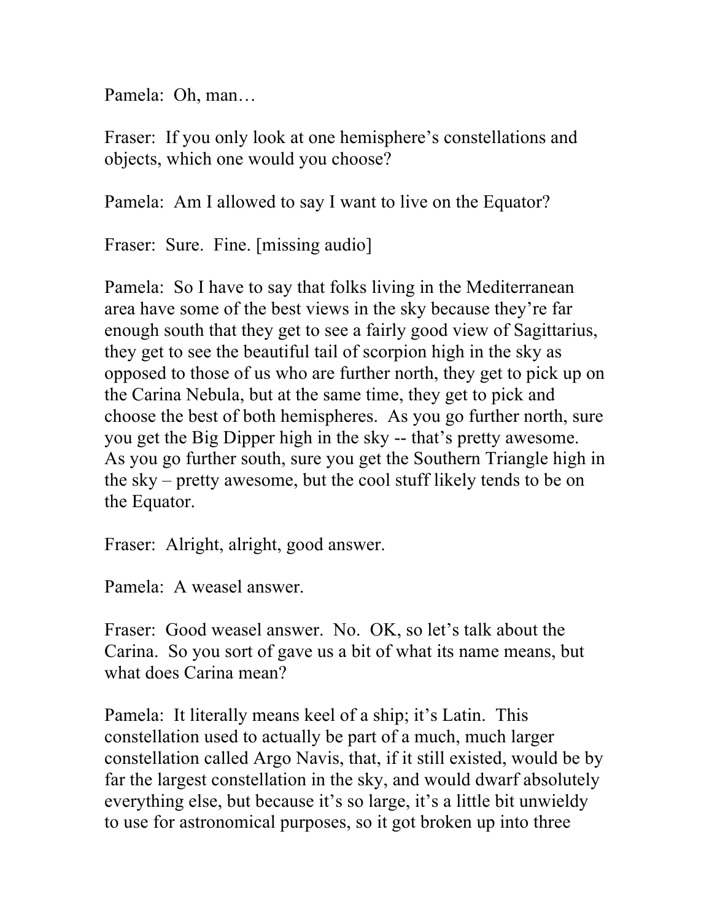Pamela: Oh, man…

Fraser: If you only look at one hemisphere's constellations and objects, which one would you choose?

Pamela: Am I allowed to say I want to live on the Equator?

Fraser: Sure. Fine. [missing audio]

Pamela: So I have to say that folks living in the Mediterranean area have some of the best views in the sky because they're far enough south that they get to see a fairly good view of Sagittarius, they get to see the beautiful tail of scorpion high in the sky as opposed to those of us who are further north, they get to pick up on the Carina Nebula, but at the same time, they get to pick and choose the best of both hemispheres. As you go further north, sure you get the Big Dipper high in the sky -- that's pretty awesome. As you go further south, sure you get the Southern Triangle high in the sky – pretty awesome, but the cool stuff likely tends to be on the Equator.

Fraser: Alright, alright, good answer.

Pamela: A weasel answer.

Fraser: Good weasel answer. No. OK, so let's talk about the Carina. So you sort of gave us a bit of what its name means, but what does Carina mean?

Pamela: It literally means keel of a ship; it's Latin. This constellation used to actually be part of a much, much larger constellation called Argo Navis, that, if it still existed, would be by far the largest constellation in the sky, and would dwarf absolutely everything else, but because it's so large, it's a little bit unwieldy to use for astronomical purposes, so it got broken up into three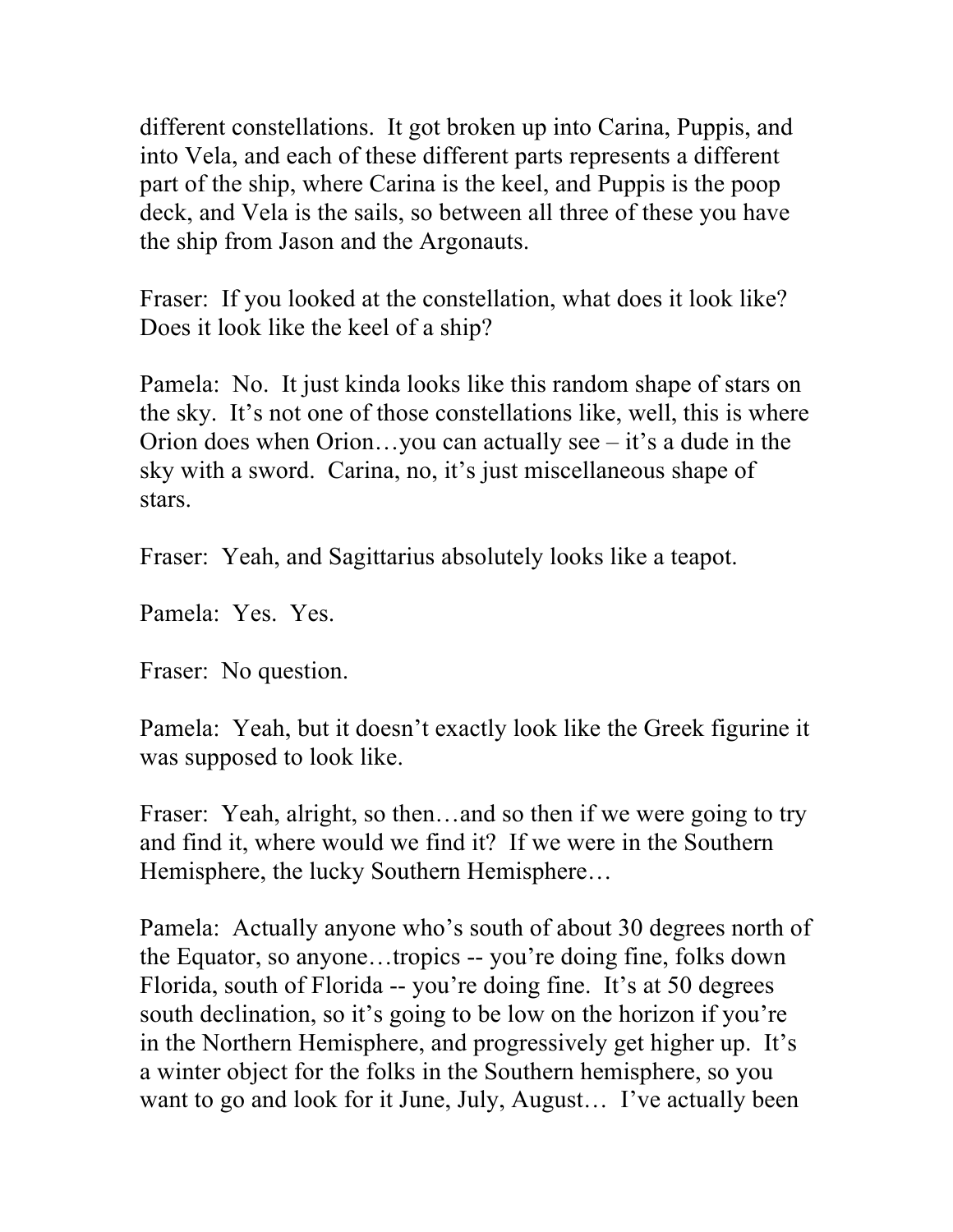different constellations. It got broken up into Carina, Puppis, and into Vela, and each of these different parts represents a different part of the ship, where Carina is the keel, and Puppis is the poop deck, and Vela is the sails, so between all three of these you have the ship from Jason and the Argonauts.

Fraser: If you looked at the constellation, what does it look like? Does it look like the keel of a ship?

Pamela: No. It just kinda looks like this random shape of stars on the sky. It's not one of those constellations like, well, this is where Orion does when Orion…you can actually see – it's a dude in the sky with a sword. Carina, no, it's just miscellaneous shape of stars.

Fraser: Yeah, and Sagittarius absolutely looks like a teapot.

Pamela: Yes. Yes.

Fraser: No question.

Pamela: Yeah, but it doesn't exactly look like the Greek figurine it was supposed to look like.

Fraser: Yeah, alright, so then…and so then if we were going to try and find it, where would we find it? If we were in the Southern Hemisphere, the lucky Southern Hemisphere…

Pamela: Actually anyone who's south of about 30 degrees north of the Equator, so anyone…tropics -- you're doing fine, folks down Florida, south of Florida -- you're doing fine. It's at 50 degrees south declination, so it's going to be low on the horizon if you're in the Northern Hemisphere, and progressively get higher up. It's a winter object for the folks in the Southern hemisphere, so you want to go and look for it June, July, August… I've actually been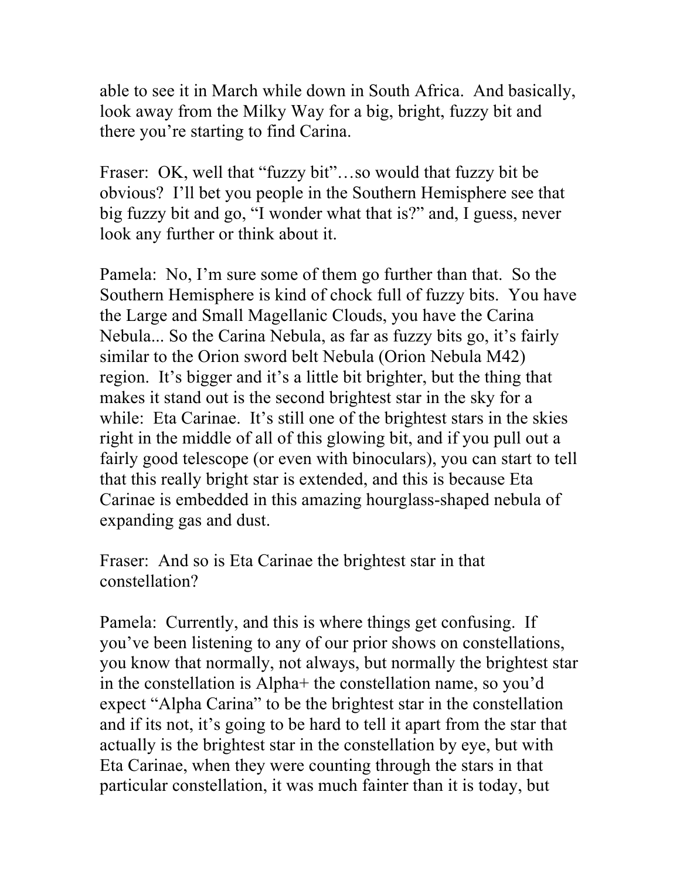able to see it in March while down in South Africa. And basically, look away from the Milky Way for a big, bright, fuzzy bit and there you're starting to find Carina.

Fraser: OK, well that "fuzzy bit"…so would that fuzzy bit be obvious? I'll bet you people in the Southern Hemisphere see that big fuzzy bit and go, "I wonder what that is?" and, I guess, never look any further or think about it.

Pamela: No, I'm sure some of them go further than that. So the Southern Hemisphere is kind of chock full of fuzzy bits. You have the Large and Small Magellanic Clouds, you have the Carina Nebula... So the Carina Nebula, as far as fuzzy bits go, it's fairly similar to the Orion sword belt Nebula (Orion Nebula M42) region. It's bigger and it's a little bit brighter, but the thing that makes it stand out is the second brightest star in the sky for a while: Eta Carinae. It's still one of the brightest stars in the skies right in the middle of all of this glowing bit, and if you pull out a fairly good telescope (or even with binoculars), you can start to tell that this really bright star is extended, and this is because Eta Carinae is embedded in this amazing hourglass-shaped nebula of expanding gas and dust.

Fraser: And so is Eta Carinae the brightest star in that constellation?

Pamela: Currently, and this is where things get confusing. If you've been listening to any of our prior shows on constellations, you know that normally, not always, but normally the brightest star in the constellation is Alpha+ the constellation name, so you'd expect "Alpha Carina" to be the brightest star in the constellation and if its not, it's going to be hard to tell it apart from the star that actually is the brightest star in the constellation by eye, but with Eta Carinae, when they were counting through the stars in that particular constellation, it was much fainter than it is today, but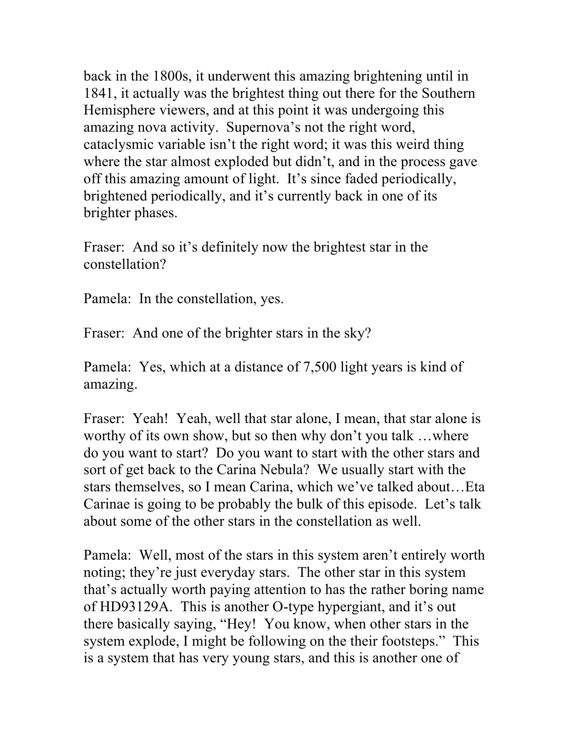back in the 1800s, it underwent this amazing brightening until in 1841, it actually was the brightest thing out there for the Southern Hemisphere viewers, and at this point it was undergoing this amazing nova activity. Supernova's not the right word, cataclysmic variable isn't the right word; it was this weird thing where the star almost exploded but didn't, and in the process gave off this amazing amount of light. It's since faded periodically, brightened periodically, and it's currently back in one of its brighter phases.

Fraser: And so it's definitely now the brightest star in the constellation?

Pamela: In the constellation, yes.

Fraser: And one of the brighter stars in the sky?

Pamela: Yes, which at a distance of 7,500 light years is kind of amazing.

Fraser: Yeah! Yeah, well that star alone, I mean, that star alone is worthy of its own show, but so then why don't you talk …where do you want to start? Do you want to start with the other stars and sort of get back to the Carina Nebula? We usually start with the stars themselves, so I mean Carina, which we've talked about…Eta Carinae is going to be probably the bulk of this episode. Let's talk about some of the other stars in the constellation as well.

Pamela: Well, most of the stars in this system aren't entirely worth noting; they're just everyday stars. The other star in this system that's actually worth paying attention to has the rather boring name of HD93129A. This is another O-type hypergiant, and it's out there basically saying, "Hey! You know, when other stars in the system explode, I might be following on the their footsteps." This is a system that has very young stars, and this is another one of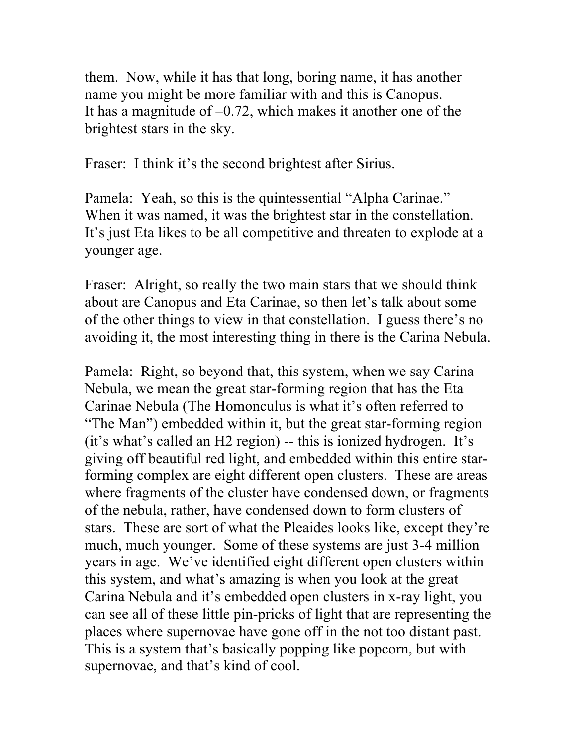them. Now, while it has that long, boring name, it has another name you might be more familiar with and this is Canopus. It has a magnitude of –0.72, which makes it another one of the brightest stars in the sky.

Fraser: I think it's the second brightest after Sirius.

Pamela: Yeah, so this is the quintessential "Alpha Carinae." When it was named, it was the brightest star in the constellation. It's just Eta likes to be all competitive and threaten to explode at a younger age.

Fraser: Alright, so really the two main stars that we should think about are Canopus and Eta Carinae, so then let's talk about some of the other things to view in that constellation. I guess there's no avoiding it, the most interesting thing in there is the Carina Nebula.

Pamela: Right, so beyond that, this system, when we say Carina Nebula, we mean the great star-forming region that has the Eta Carinae Nebula (The Homonculus is what it's often referred to "The Man") embedded within it, but the great star-forming region (it's what's called an H2 region) -- this is ionized hydrogen. It's giving off beautiful red light, and embedded within this entire star-forming complex are eight different open clusters. These are areas where fragments of the cluster have condensed down, or fragments of the nebula, rather, have condensed down to form clusters of stars. These are sort of what the Pleaides looks like, except they're much, much younger. Some of these systems are just 3-4 million years in age. We've identified eight different open clusters within this system, and what's amazing is when you look at the great Carina Nebula and it's embedded open clusters in x-ray light, you can see all of these little pin-pricks of light that are representing the places where supernovae have gone off in the not too distant past. This is a system that's basically popping like popcorn, but with supernovae, and that's kind of cool.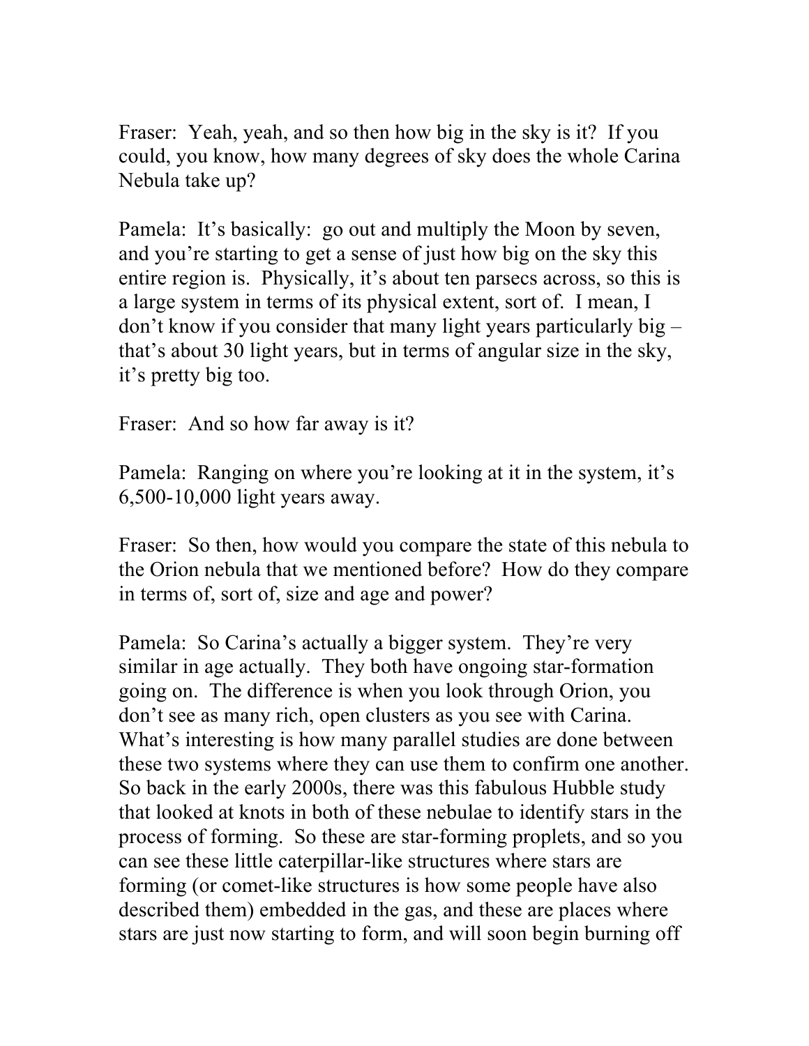Fraser: Yeah, yeah, and so then how big in the sky is it? If you could, you know, how many degrees of sky does the whole Carina Nebula take up?

Pamela: It's basically: go out and multiply the Moon by seven, and you're starting to get a sense of just how big on the sky this entire region is. Physically, it's about ten parsecs across, so this is a large system in terms of its physical extent, sort of. I mean, I don't know if you consider that many light years particularly big – that's about 30 light years, but in terms of angular size in the sky, it's pretty big too.

Fraser: And so how far away is it?

Pamela: Ranging on where you're looking at it in the system, it's 6,500-10,000 light years away.

Fraser: So then, how would you compare the state of this nebula to the Orion nebula that we mentioned before? How do they compare in terms of, sort of, size and age and power?

Pamela: So Carina's actually a bigger system. They're very similar in age actually. They both have ongoing star-formation going on. The difference is when you look through Orion, you don't see as many rich, open clusters as you see with Carina. What's interesting is how many parallel studies are done between these two systems where they can use them to confirm one another. So back in the early 2000s, there was this fabulous Hubble study that looked at knots in both of these nebulae to identify stars in the process of forming. So these are star-forming proplets, and so you can see these little caterpillar-like structures where stars are forming (or comet-like structures is how some people have also described them) embedded in the gas, and these are places where stars are just now starting to form, and will soon begin burning off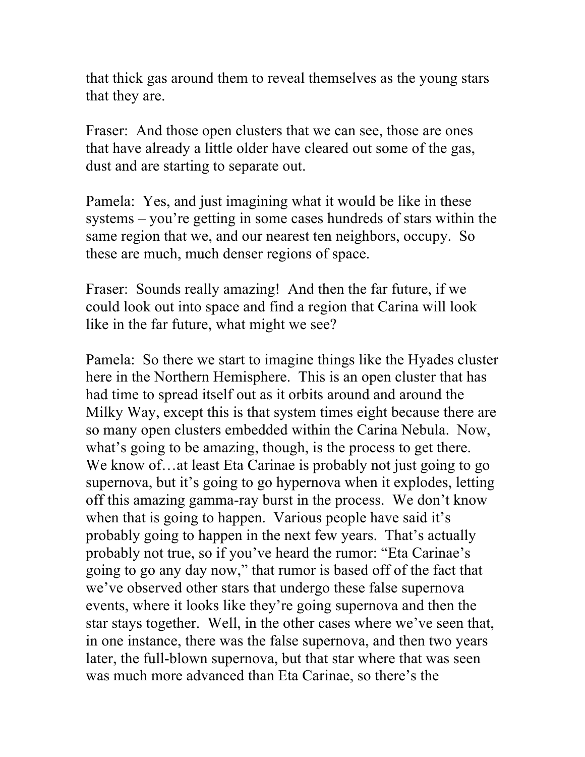that thick gas around them to reveal themselves as the young stars that they are.

Fraser: And those open clusters that we can see, those are ones that have already a little older have cleared out some of the gas, dust and are starting to separate out.

Pamela: Yes, and just imagining what it would be like in these systems – you're getting in some cases hundreds of stars within the same region that we, and our nearest ten neighbors, occupy. So these are much, much denser regions of space.

Fraser: Sounds really amazing! And then the far future, if we could look out into space and find a region that Carina will look like in the far future, what might we see?

Pamela: So there we start to imagine things like the Hyades cluster here in the Northern Hemisphere. This is an open cluster that has had time to spread itself out as it orbits around and around the Milky Way, except this is that system times eight because there are so many open clusters embedded within the Carina Nebula. Now, what's going to be amazing, though, is the process to get there. We know of…at least Eta Carinae is probably not just going to go supernova, but it's going to go hypernova when it explodes, letting off this amazing gamma-ray burst in the process. We don't know when that is going to happen. Various people have said it's probably going to happen in the next few years. That's actually probably not true, so if you've heard the rumor: "Eta Carinae's going to go any day now," that rumor is based off of the fact that we've observed other stars that undergo these false supernova events, where it looks like they're going supernova and then the star stays together. Well, in the other cases where we've seen that, in one instance, there was the false supernova, and then two years later, the full-blown supernova, but that star where that was seen was much more advanced than Eta Carinae, so there's the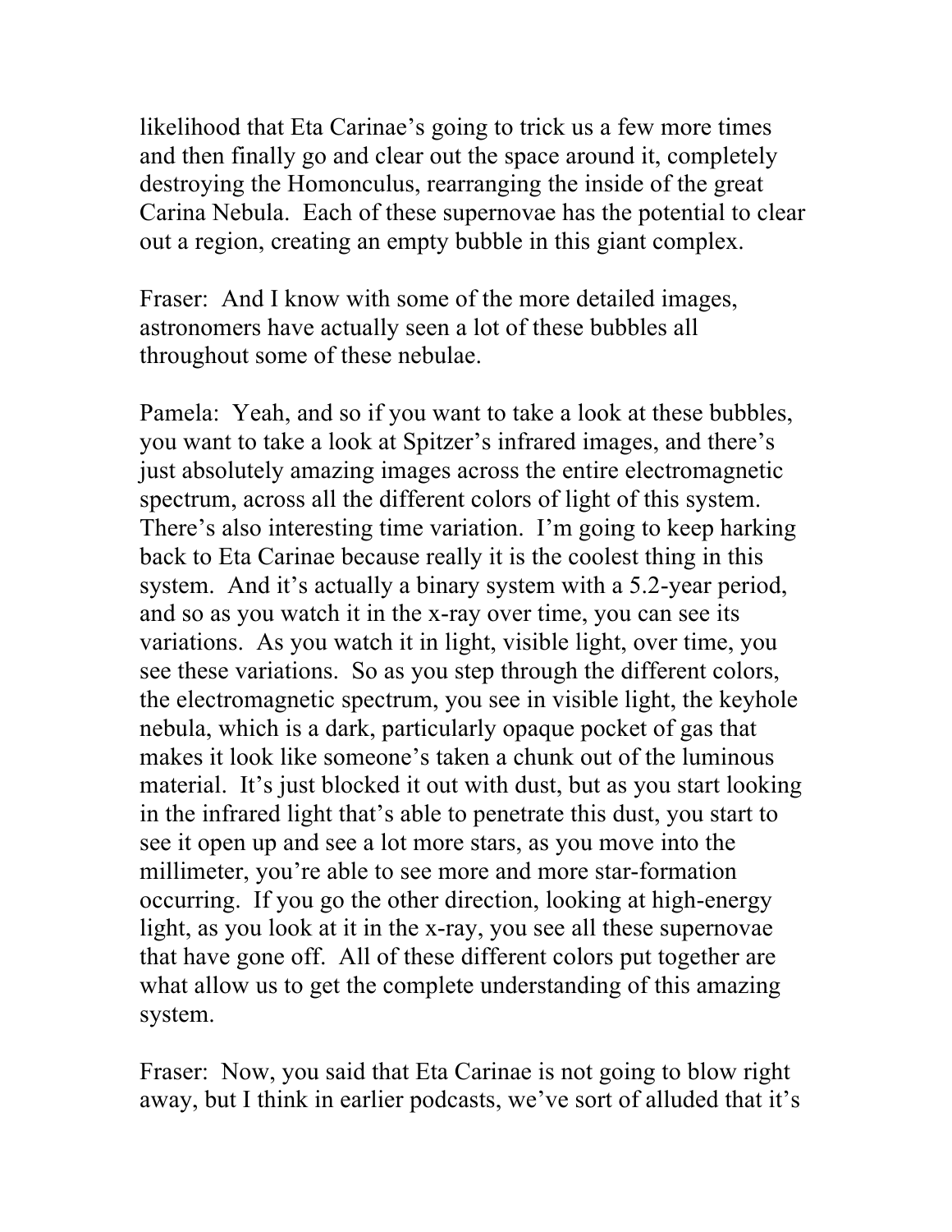likelihood that Eta Carinae's going to trick us a few more times and then finally go and clear out the space around it, completely destroying the Homonculus, rearranging the inside of the great Carina Nebula. Each of these supernovae has the potential to clear out a region, creating an empty bubble in this giant complex.

Fraser: And I know with some of the more detailed images, astronomers have actually seen a lot of these bubbles all throughout some of these nebulae.

Pamela: Yeah, and so if you want to take a look at these bubbles, you want to take a look at Spitzer's infrared images, and there's just absolutely amazing images across the entire electromagnetic spectrum, across all the different colors of light of this system. There's also interesting time variation. I'm going to keep harking back to Eta Carinae because really it is the coolest thing in this system. And it's actually a binary system with a 5.2-year period, and so as you watch it in the x-ray over time, you can see its variations. As you watch it in light, visible light, over time, you see these variations. So as you step through the different colors, the electromagnetic spectrum, you see in visible light, the keyhole nebula, which is a dark, particularly opaque pocket of gas that makes it look like someone's taken a chunk out of the luminous material. It's just blocked it out with dust, but as you start looking in the infrared light that's able to penetrate this dust, you start to see it open up and see a lot more stars, as you move into the millimeter, you're able to see more and more star-formation occurring. If you go the other direction, looking at high-energy light, as you look at it in the x-ray, you see all these supernovae that have gone off. All of these different colors put together are what allow us to get the complete understanding of this amazing system.

Fraser: Now, you said that Eta Carinae is not going to blow right away, but I think in earlier podcasts, we've sort of alluded that it's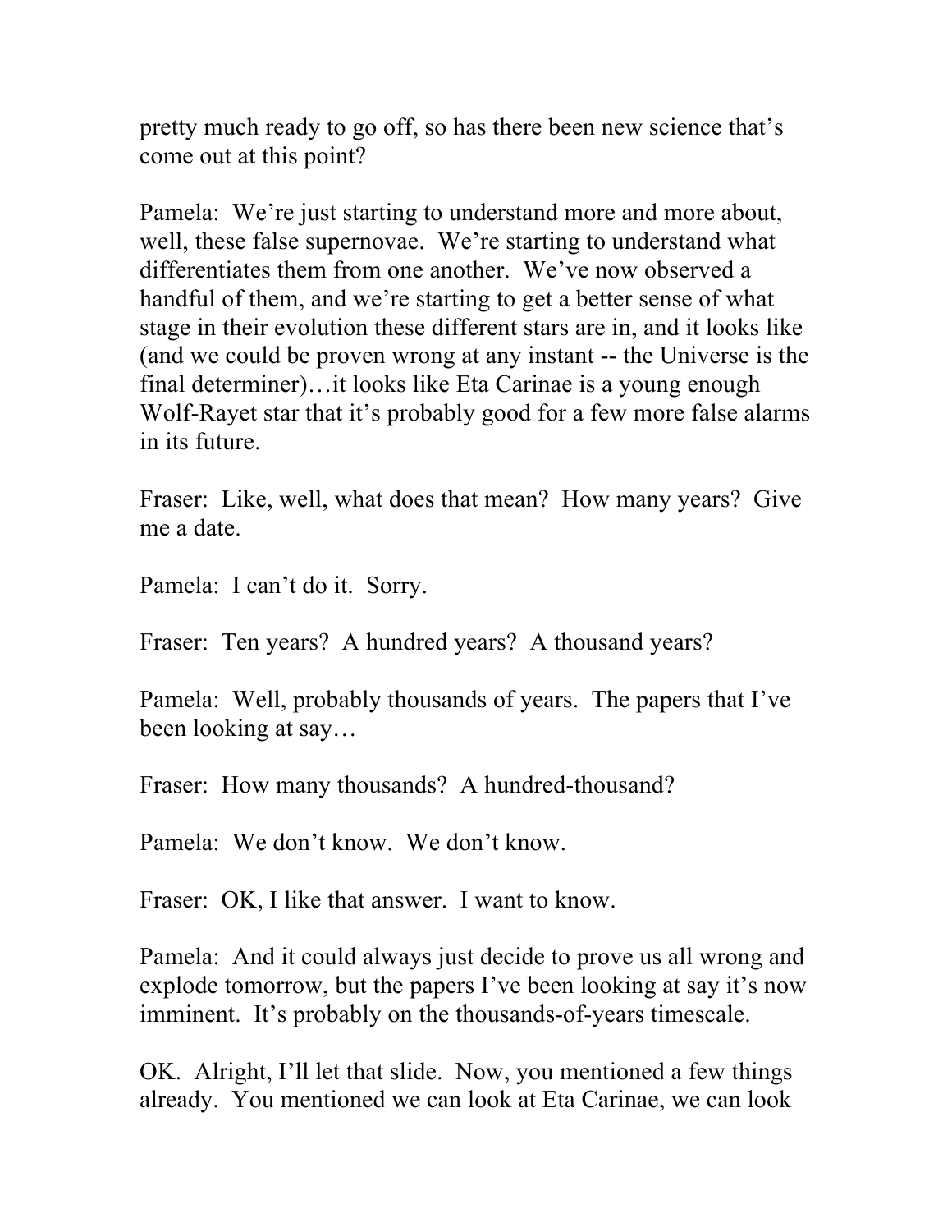pretty much ready to go off, so has there been new science that's come out at this point?

Pamela: We're just starting to understand more and more about, well, these false supernovae. We're starting to understand what differentiates them from one another. We've now observed a handful of them, and we're starting to get a better sense of what stage in their evolution these different stars are in, and it looks like (and we could be proven wrong at any instant -- the Universe is the final determiner)…it looks like Eta Carinae is a young enough Wolf-Rayet star that it's probably good for a few more false alarms in its future.

Fraser: Like, well, what does that mean? How many years? Give me a date.

Pamela: I can't do it. Sorry.

Fraser: Ten years? A hundred years? A thousand years?

Pamela: Well, probably thousands of years. The papers that I've been looking at say…

Fraser: How many thousands? A hundred-thousand?

Pamela: We don't know. We don't know.

Fraser: OK, I like that answer. I want to know.

Pamela: And it could always just decide to prove us all wrong and explode tomorrow, but the papers I've been looking at say it's now imminent. It's probably on the thousands-of-years timescale.

OK. Alright, I'll let that slide. Now, you mentioned a few things already. You mentioned we can look at Eta Carinae, we can look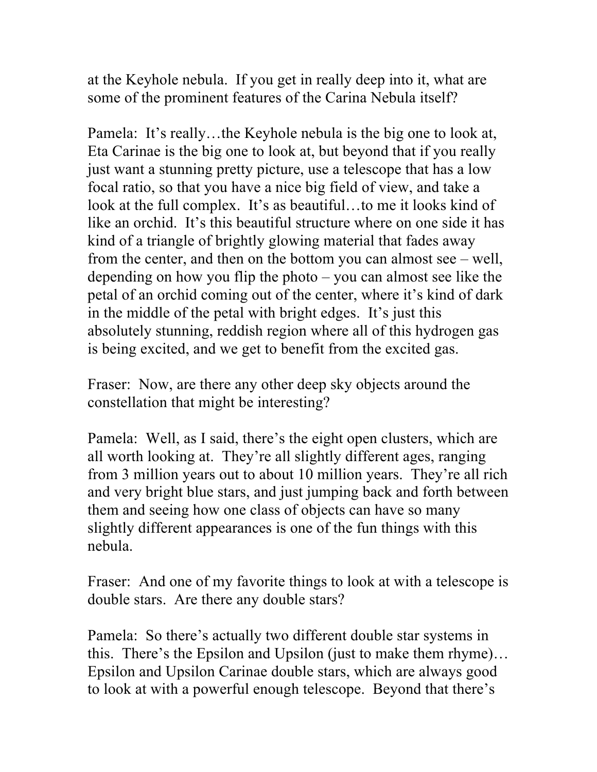at the Keyhole nebula. If you get in really deep into it, what are some of the prominent features of the Carina Nebula itself?

Pamela: It's really…the Keyhole nebula is the big one to look at, Eta Carinae is the big one to look at, but beyond that if you really just want a stunning pretty picture, use a telescope that has a low focal ratio, so that you have a nice big field of view, and take a look at the full complex. It's as beautiful…to me it looks kind of like an orchid. It's this beautiful structure where on one side it has kind of a triangle of brightly glowing material that fades away from the center, and then on the bottom you can almost see – well, depending on how you flip the photo – you can almost see like the petal of an orchid coming out of the center, where it's kind of dark in the middle of the petal with bright edges. It's just this absolutely stunning, reddish region where all of this hydrogen gas is being excited, and we get to benefit from the excited gas.

Fraser: Now, are there any other deep sky objects around the constellation that might be interesting?

Pamela: Well, as I said, there's the eight open clusters, which are all worth looking at. They're all slightly different ages, ranging from 3 million years out to about 10 million years. They're all rich and very bright blue stars, and just jumping back and forth between them and seeing how one class of objects can have so many slightly different appearances is one of the fun things with this nebula.

Fraser: And one of my favorite things to look at with a telescope is double stars. Are there any double stars?

Pamela: So there's actually two different double star systems in this. There's the Epsilon and Upsilon (just to make them rhyme)… Epsilon and Upsilon Carinae double stars, which are always good to look at with a powerful enough telescope. Beyond that there's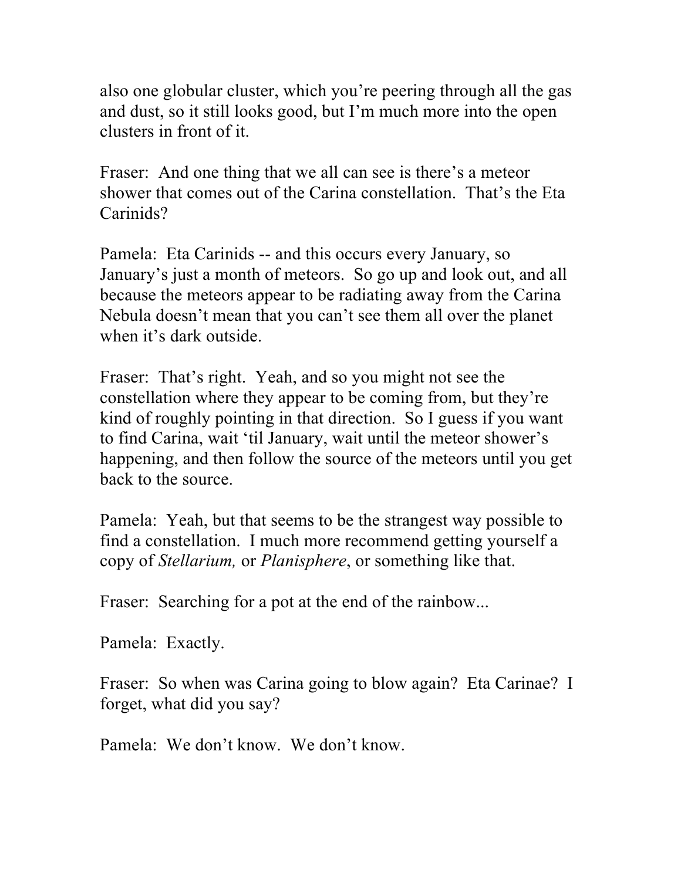also one globular cluster, which you're peering through all the gas and dust, so it still looks good, but I'm much more into the open clusters in front of it.

Fraser: And one thing that we all can see is there's a meteor shower that comes out of the Carina constellation. That's the Eta Carinids?

Pamela: Eta Carinids -- and this occurs every January, so January's just a month of meteors. So go up and look out, and all because the meteors appear to be radiating away from the Carina Nebula doesn't mean that you can't see them all over the planet when it's dark outside.

Fraser: That's right. Yeah, and so you might not see the constellation where they appear to be coming from, but they're kind of roughly pointing in that direction. So I guess if you want to find Carina, wait 'til January, wait until the meteor shower's happening, and then follow the source of the meteors until you get back to the source.

Pamela: Yeah, but that seems to be the strangest way possible to find a constellation. I much more recommend getting yourself a copy of *Stellarium,* or *Planisphere*, or something like that.

Fraser: Searching for a pot at the end of the rainbow...

Pamela: Exactly.

Fraser: So when was Carina going to blow again? Eta Carinae? I forget, what did you say?

Pamela: We don't know. We don't know.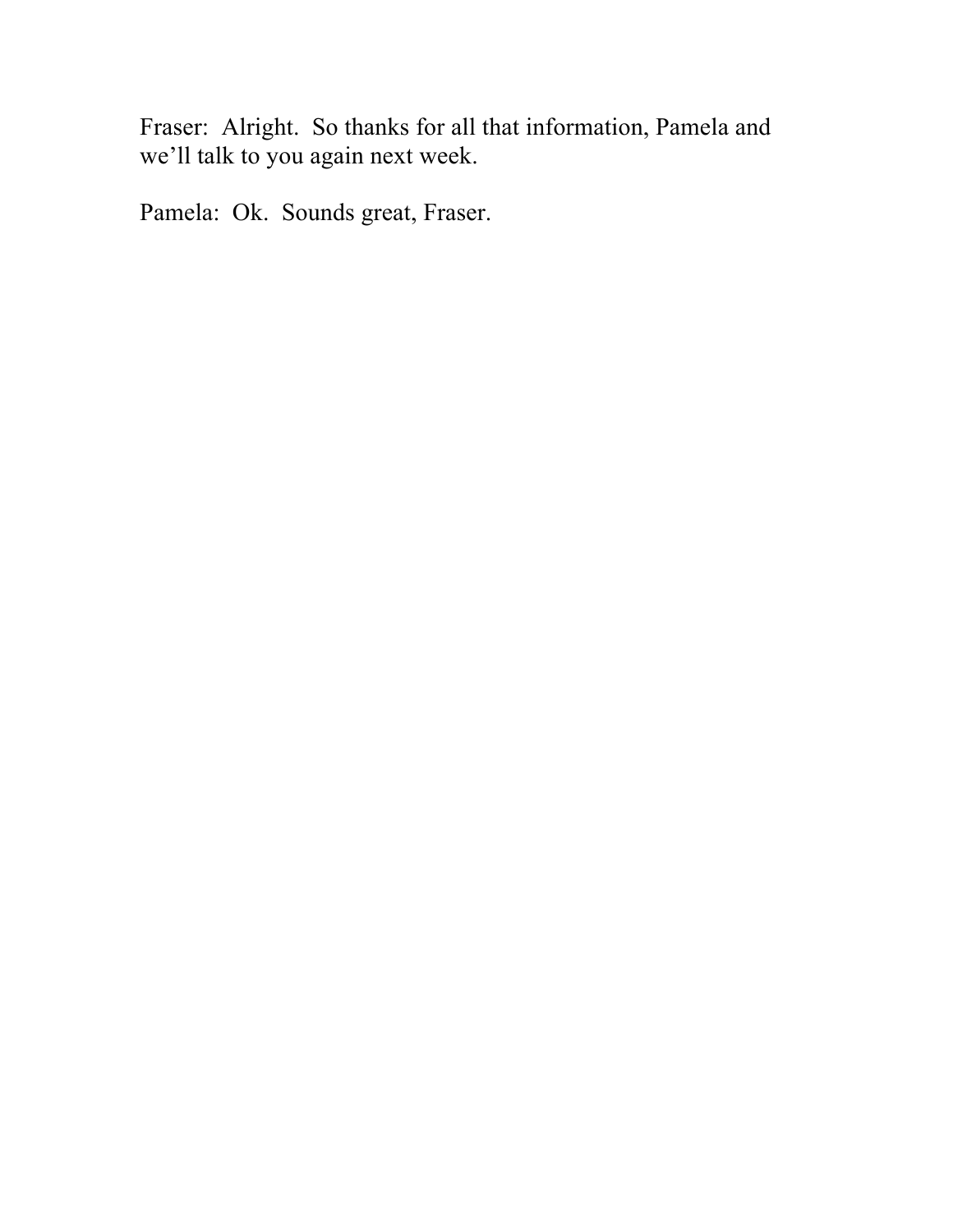Fraser: Alright. So thanks for all that information, Pamela and we'll talk to you again next week.

Pamela: Ok. Sounds great, Fraser.